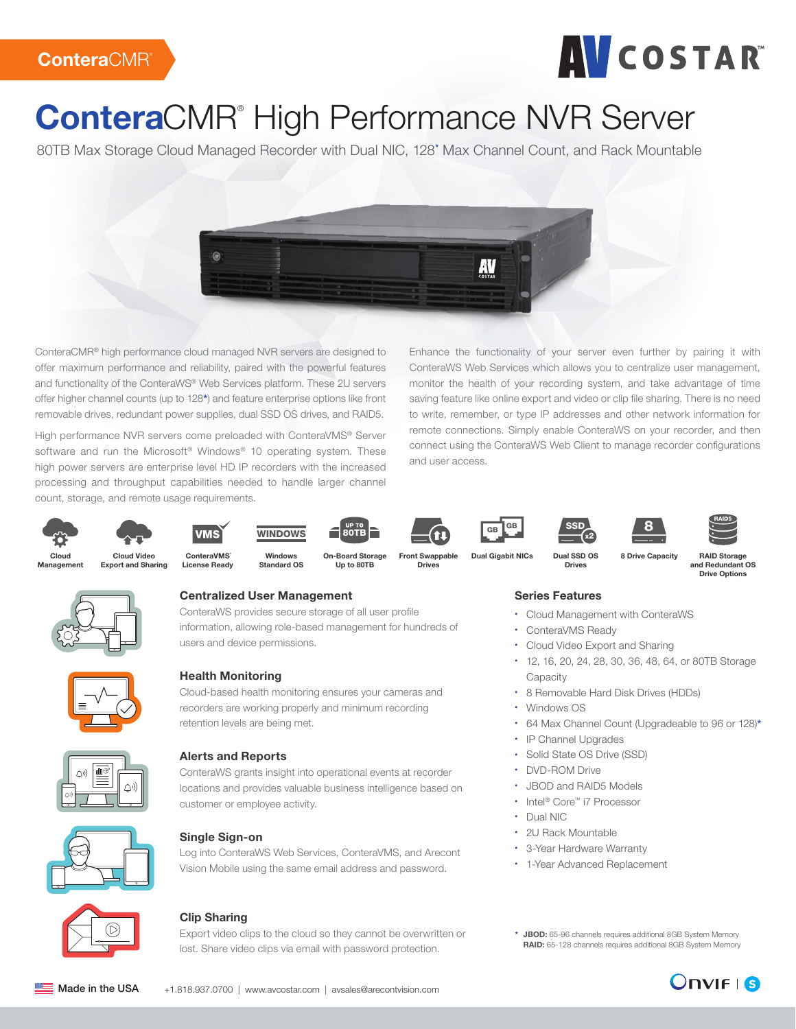ConteraCMR®

AV COSTAR™

# ConteraCMR® High Performance NVR Server

80TB Max Storage Cloud Managed Recorder with Dual NIC, 128* Max Channel Count, and Rack Mountable

ConteraCMR® high performance cloud managed NVR servers are designed to offer maximum performance and reliability, paired with the powerful features and functionality of the ConteraWS® Web Services platform. These 2U servers offer higher channel counts (up to 128*) and feature enterprise options like front removable drives, redundant power supplies, dual SSD OS drives, and RAID5.

High performance NVR servers come preloaded with ConteraVMS® Server software and run the Microsoft® Windows® 10 operating system. These high power servers are enterprise level HD IP recorders with the increased processing and throughput capabilities needed to handle larger channel count, storage, and remote usage requirements.

Enhance the functionality of your server even further by pairing it with ConteraWS Web Services which allows you to centralize user management, monitor the health of your recording system, and take advantage of time saving feature like online export and video or clip file sharing. There is no need to write, remember, or type IP addresses and other network information for remote connections. Simply enable ConteraWS on your recorder, and then connect using the ConteraWS Web Client to manage recorder configurations and user access.

Cloud Management | Cloud Video Export and Sharing | ConteraVMS® License Ready | Windows Standard OS | On-Board Storage Up to 80TB | Front Swappable Drives | Dual Gigabit NICs | Dual SSD OS Drives | 8 Drive Capacity | RAID Storage and Redundant OS Drive Options

### Centralized User Management

ConteraWS provides secure storage of all user profile information, allowing role-based management for hundreds of users and device permissions.

### Health Monitoring

Cloud-based health monitoring ensures your cameras and recorders are working properly and minimum recording retention levels are being met.

### Alerts and Reports

ConteraWS grants insight into operational events at recorder locations and provides valuable business intelligence based on customer or employee activity.

### Single Sign-on

Log into ConteraWS Web Services, ConteraVMS, and Arecont Vision Mobile using the same email address and password.

### Clip Sharing

Export video clips to the cloud so they cannot be overwritten or lost. Share video clips via email with password protection.

### Series Features

- Cloud Management with ConteraWS
- ConteraVMS Ready
- Cloud Video Export and Sharing
- 12, 16, 20, 24, 28, 30, 36, 48, 64, or 80TB Storage Capacity
- 8 Removable Hard Disk Drives (HDDs)
- Windows OS
- 64 Max Channel Count (Upgradeable to 96 or 128)*
- IP Channel Upgrades
- Solid State OS Drive (SSD)
- DVD-ROM Drive
- JBOD and RAID5 Models
- Intel® Core™ i7 Processor
- Dual NIC
- 2U Rack Mountable
- 3-Year Hardware Warranty
- 1-Year Advanced Replacement

\* **JBOD:** 65-96 channels requires additional 8GB System Memory
**RAID:** 65-128 channels requires additional 8GB System Memory

Made in the USA | +1.818.937.0700 | www.avcostar.com | avsales@arecontvision.com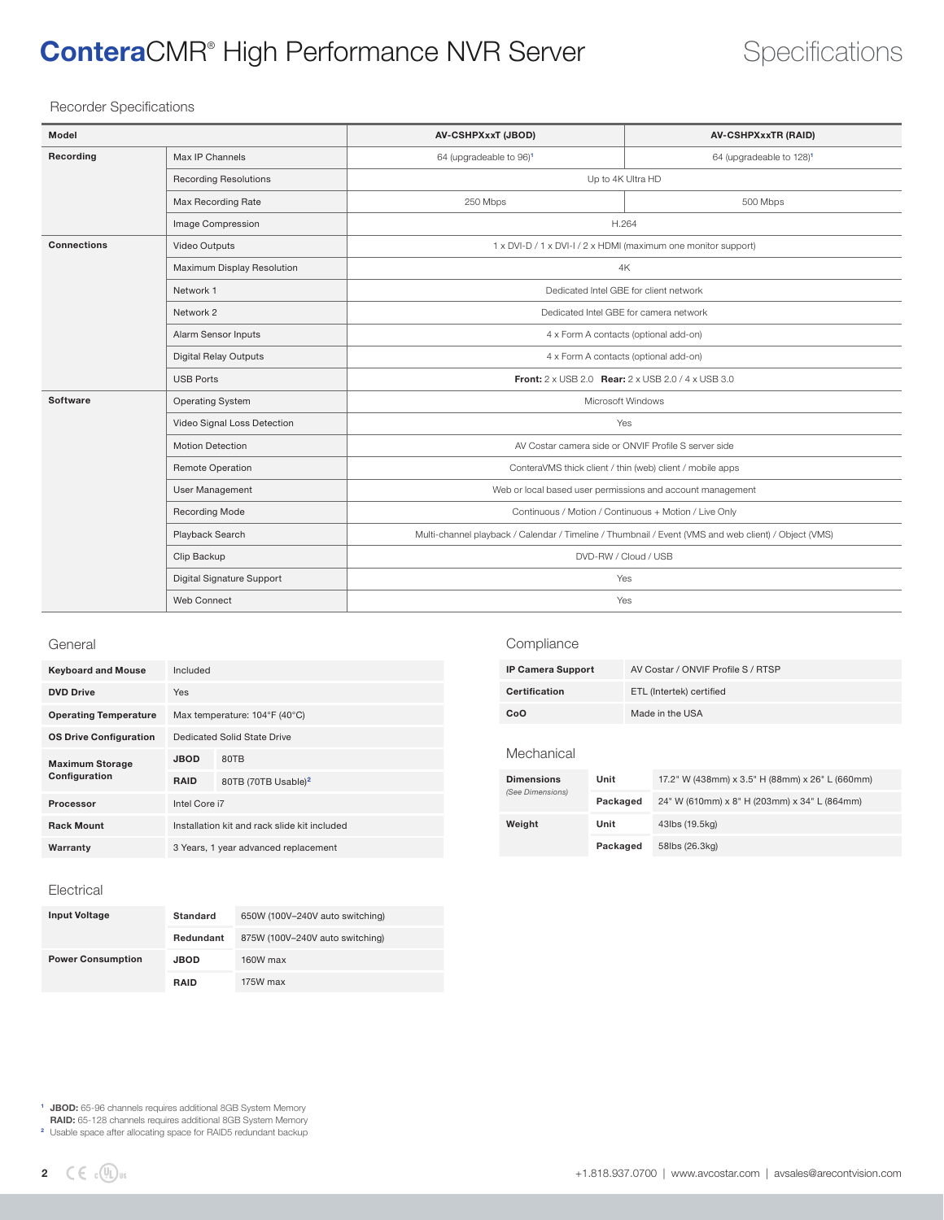# **Contera**CMR® High Performance NVR Server

## Specifications

### Recorder Specifications

| Model | | AV-CSHPXxxT (JBOD) | AV-CSHPXxxTR (RAID) |
|---|---|---|---|
| **Recording** | Max IP Channels | 64 (upgradeable to 96)[1] | 64 (upgradeable to 128)[1] |
| | Recording Resolutions | Up to 4K Ultra HD | |
| | Max Recording Rate | 250 Mbps | 500 Mbps |
| | Image Compression | H.264 | |
| **Connections** | Video Outputs | 1 x DVI-D / 1 x DVI-I / 2 x HDMI (maximum one monitor support) | |
| | Maximum Display Resolution | 4K | |
| | Network 1 | Dedicated Intel GBE for client network | |
| | Network 2 | Dedicated Intel GBE for camera network | |
| | Alarm Sensor Inputs | 4 x Form A contacts (optional add-on) | |
| | Digital Relay Outputs | 4 x Form A contacts (optional add-on) | |
| | USB Ports | **Front:** 2 x USB 2.0 **Rear:** 2 x USB 2.0 / 4 x USB 3.0 | |
| **Software** | Operating System | Microsoft Windows | |
| | Video Signal Loss Detection | Yes | |
| | Motion Detection | AV Costar camera side or ONVIF Profile S server side | |
| | Remote Operation | ConteraVMS thick client / thin (web) client / mobile apps | |
| | User Management | Web or local based user permissions and account management | |
| | Recording Mode | Continuous / Motion / Continuous + Motion / Live Only | |
| | Playback Search | Multi-channel playback / Calendar / Timeline / Thumbnail / Event (VMS and web client) / Object (VMS) | |
| | Clip Backup | DVD-RW / Cloud / USB | |
| | Digital Signature Support | Yes | |
| | Web Connect | Yes | |

### General

| | | |
|---|---|---|
| **Keyboard and Mouse** | Included | |
| **DVD Drive** | Yes | |
| **Operating Temperature** | Max temperature: 104°F (40°C) | |
| **OS Drive Configuration** | Dedicated Solid State Drive | |
| **Maximum Storage Configuration** | **JBOD** | 80TB |
| | **RAID** | 80TB (70TB Usable)[2] |
| **Processor** | Intel Core i7 | |
| **Rack Mount** | Installation kit and rack slide kit included | |
| **Warranty** | 3 Years, 1 year advanced replacement | |

### Electrical

| | | |
|---|---|---|
| **Input Voltage** | **Standard** | 650W (100V–240V auto switching) |
| | **Redundant** | 875W (100V–240V auto switching) |
| **Power Consumption** | **JBOD** | 160W max |
| | **RAID** | 175W max |

### Compliance

| | |
|---|---|
| **IP Camera Support** | AV Costar / ONVIF Profile S / RTSP |
| **Certification** | ETL (Intertek) certified |
| **CoO** | Made in the USA |

### Mechanical

| | | |
|---|---|---|
| **Dimensions** *(See Dimensions)* | **Unit** | 17.2" W (438mm) x 3.5" H (88mm) x 26" L (660mm) |
| | **Packaged** | 24" W (610mm) x 8" H (203mm) x 34" L (864mm) |
| **Weight** | **Unit** | 43lbs (19.5kg) |
| | **Packaged** | 58lbs (26.3kg) |

[1] **JBOD:** 65-96 channels requires additional 8GB System Memory
**RAID:** 65-128 channels requires additional 8GB System Memory
[2] Usable space after allocating space for RAID5 redundant backup

+1.818.937.0700 | www.avcostar.com | avsales@arecontvision.com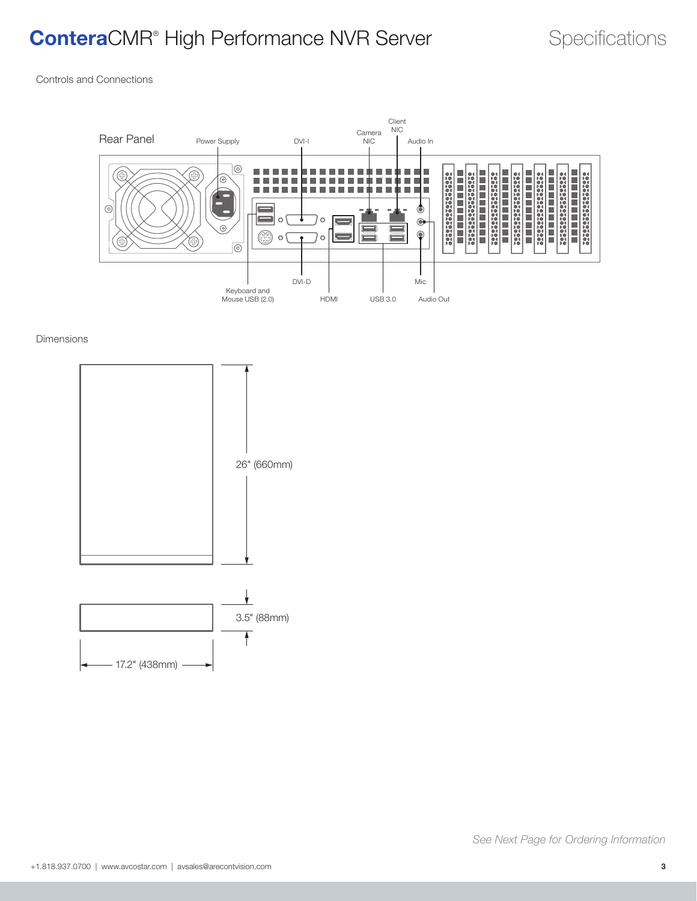# ConteraCMR® High Performance NVR Server

## Specifications

### Controls and Connections

Rear Panel

Power Supply | DVI-I | Camera NIC | Client NIC | Audio In | DVI-D | Keyboard and Mouse USB (2.0) | HDMI | USB 3.0 | Mic | Audio Out

### Dimensions

26" (660mm)

3.5" (88mm)

17.2" (438mm)

*See Next Page for Ordering Information*

+1.818.937.0700 | www.avcostar.com | avsales@arecontvision.com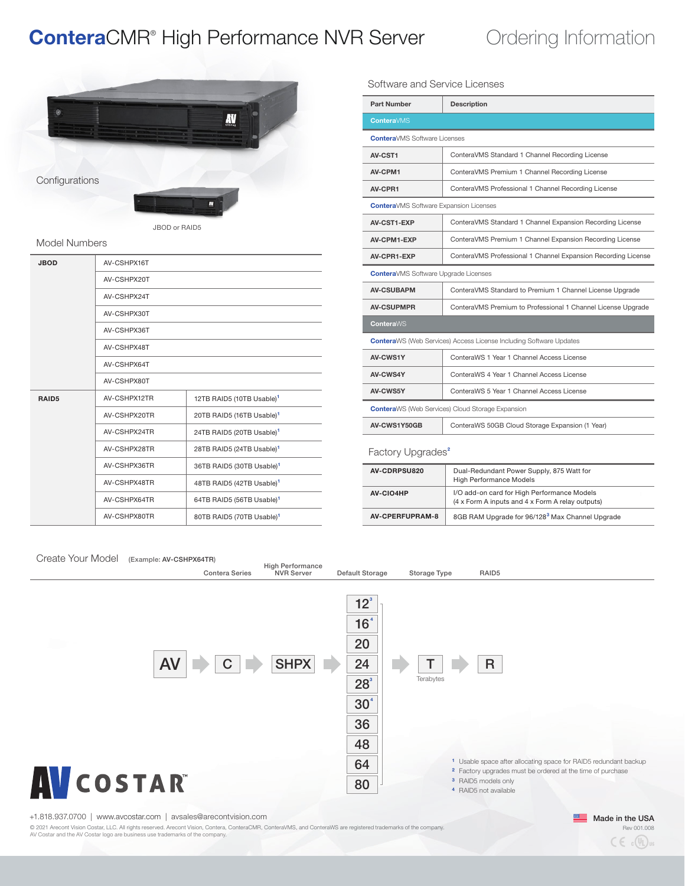# **Contera**CMR® High Performance NVR Server

## Ordering Information

### Configurations

JBOD or RAID5

### Model Numbers

| | | |
|---|---|---|
| **JBOD** | AV-CSHPX16T | |
| | AV-CSHPX20T | |
| | AV-CSHPX24T | |
| | AV-CSHPX30T | |
| | AV-CSHPX36T | |
| | AV-CSHPX48T | |
| | AV-CSHPX64T | |
| | AV-CSHPX80T | |
| **RAID5** | AV-CSHPX12TR | 12TB RAID5 (10TB Usable)[1] |
| | AV-CSHPX20TR | 20TB RAID5 (16TB Usable)[1] |
| | AV-CSHPX24TR | 24TB RAID5 (20TB Usable)[1] |
| | AV-CSHPX28TR | 28TB RAID5 (24TB Usable)[1] |
| | AV-CSHPX36TR | 36TB RAID5 (30TB Usable)[1] |
| | AV-CSHPX48TR | 48TB RAID5 (42TB Usable)[1] |
| | AV-CSHPX64TR | 64TB RAID5 (56TB Usable)[1] |
| | AV-CSHPX80TR | 80TB RAID5 (70TB Usable)[1] |

### Software and Service Licenses

| Part Number | Description |
|---|---|
| **Contera**VMS | |
| **Contera**VMS Software Licenses | |
| **AV-CST1** | ConteraVMS Standard 1 Channel Recording License |
| **AV-CPM1** | ConteraVMS Premium 1 Channel Recording License |
| **AV-CPR1** | ConteraVMS Professional 1 Channel Recording License |
| **Contera**VMS Software Expansion Licenses | |
| **AV-CST1-EXP** | ConteraVMS Standard 1 Channel Expansion Recording License |
| **AV-CPM1-EXP** | ConteraVMS Premium 1 Channel Expansion Recording License |
| **AV-CPR1-EXP** | ConteraVMS Professional 1 Channel Expansion Recording License |
| **Contera**VMS Software Upgrade Licenses | |
| **AV-CSUBAPM** | ConteraVMS Standard to Premium 1 Channel License Upgrade |
| **AV-CSUPMPR** | ConteraVMS Premium to Professional 1 Channel License Upgrade |
| **Contera**WS | |
| **Contera**WS (Web Services) Access License Including Software Updates | |
| **AV-CWS1Y** | ConteraWS 1 Year 1 Channel Access License |
| **AV-CWS4Y** | ConteraWS 4 Year 1 Channel Access License |
| **AV-CWS5Y** | ConteraWS 5 Year 1 Channel Access License |
| **Contera**WS (Web Services) Cloud Storage Expansion | |
| **AV-CWS1Y50GB** | ConteraWS 50GB Cloud Storage Expansion (1 Year) |

### Factory Upgrades[2]

| | |
|---|---|
| **AV-CDRPSU820** | Dual-Redundant Power Supply, 875 Watt for High Performance Models |
| **AV-CIO4HP** | I/O add-on card for High Performance Models (4 x Form A inputs and 4 x Form A relay outputs) |
| **AV-CPERFUPRAM-8** | 8GB RAM Upgrade for 96/128[3] Max Channel Upgrade |

### Create Your Model (Example: **AV-CSHPX64TR**)

Contera Series | High Performance NVR Server | Default Storage | Storage Type | RAID5

AV → C → SHPX → 12[3] / 16[4] / 20 / 24 / 28[3] / 30[4] / 36 / 48 / 64 / 80 → T (Terabytes) → R

[1] Usable space after allocating space for RAID5 redundant backup
[2] Factory upgrades must be ordered at the time of purchase
[3] RAID5 models only
[4] RAID5 not available

AV COSTAR™

+1.818.937.0700 | www.avcostar.com | avsales@arecontvision.com

© 2021 Arecont Vision Costar, LLC. All rights reserved. Arecont Vision, Contera, ConteraCMR, ConteraVMS, and ConteraWS are registered trademarks of the company. AV Costar and the AV Costar logo are business use trademarks of the company.

Made in the USA

Rev 001.008